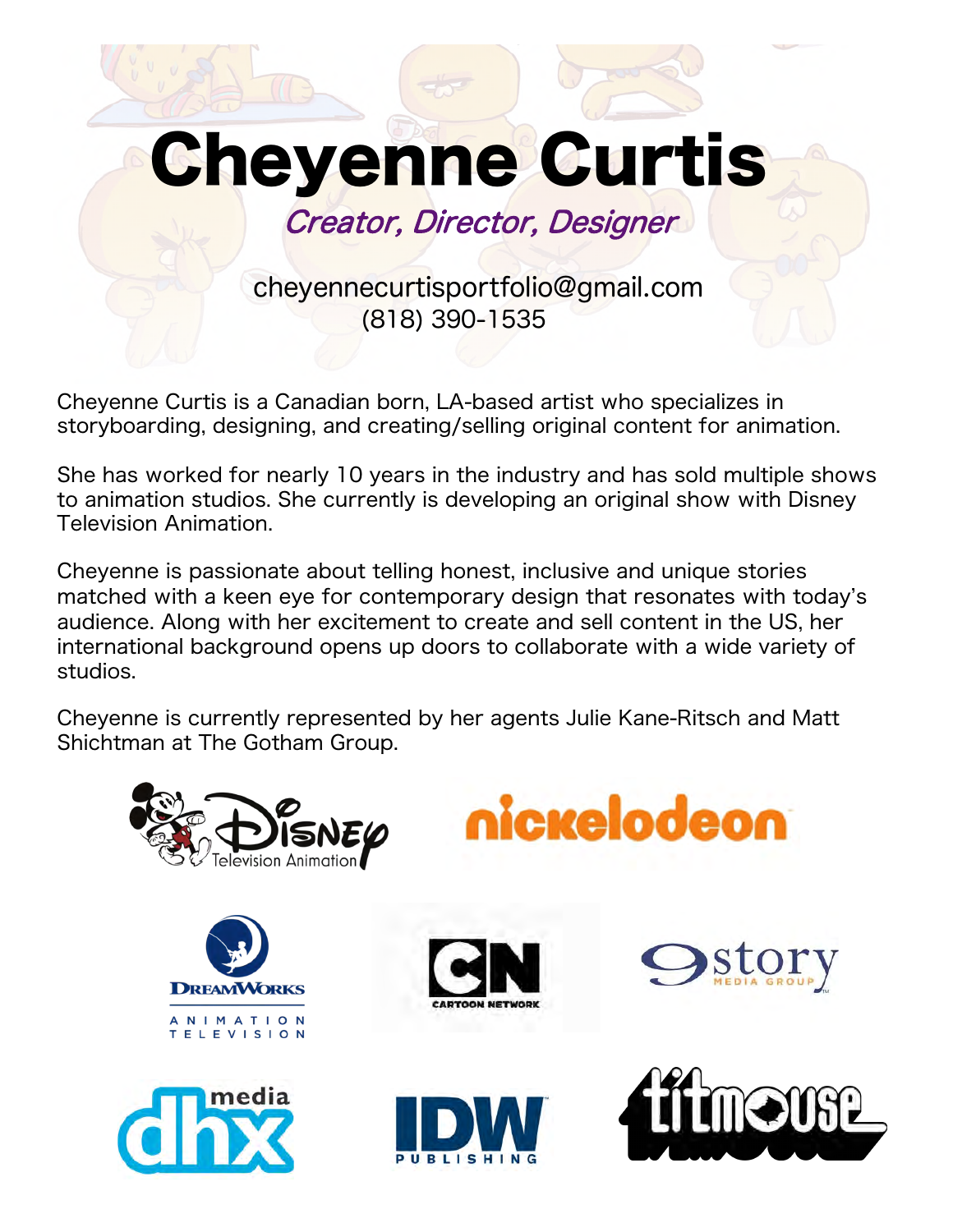# Cheyenne Curtis

*Creator, Director, Designer*

cheyennecurtisportfolio@gmail.com
(818) 390-1535

Cheyenne Curtis is a Canadian born, LA-based artist who specializes in storyboarding, designing, and creating/selling original content for animation.

She has worked for nearly 10 years in the industry and has sold multiple shows to animation studios. She currently is developing an original show with Disney Television Animation.

Cheyenne is passionate about telling honest, inclusive and unique stories matched with a keen eye for contemporary design that resonates with today's audience. Along with her excitement to create and sell content in the US, her international background opens up doors to collaborate with a wide variety of studios.

Cheyenne is currently represented by her agents Julie Kane-Ritsch and Matt Shichtman at The Gotham Group.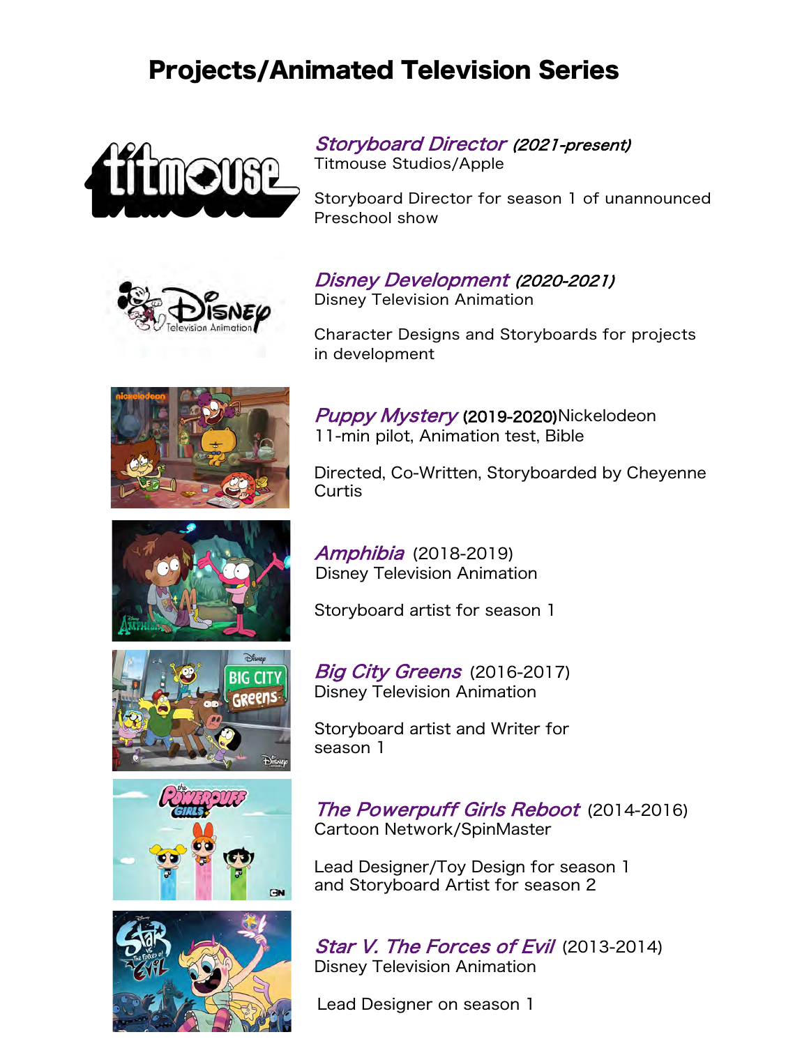# Projects/Animated Television Series

***Storyboard Director*** ***(2021-present)***
Titmouse Studios/Apple

Storyboard Director for season 1 of unannounced Preschool show

***Disney Development*** ***(2020-2021)***
Disney Television Animation

Character Designs and Storyboards for projects in development

***Puppy Mystery*** (2019-2020)Nickelodeon
11-min pilot, Animation test, Bible

Directed, Co-Written, Storyboarded by Cheyenne Curtis

***Amphibia*** (2018-2019)
Disney Television Animation

Storyboard artist for season 1

***Big City Greens*** (2016-2017)
Disney Television Animation

Storyboard artist and Writer for season 1

***The Powerpuff Girls Reboot*** (2014-2016)
Cartoon Network/SpinMaster

Lead Designer/Toy Design for season 1 and Storyboard Artist for season 2

***Star V. The Forces of Evil*** (2013-2014)
Disney Television Animation

Lead Designer on season 1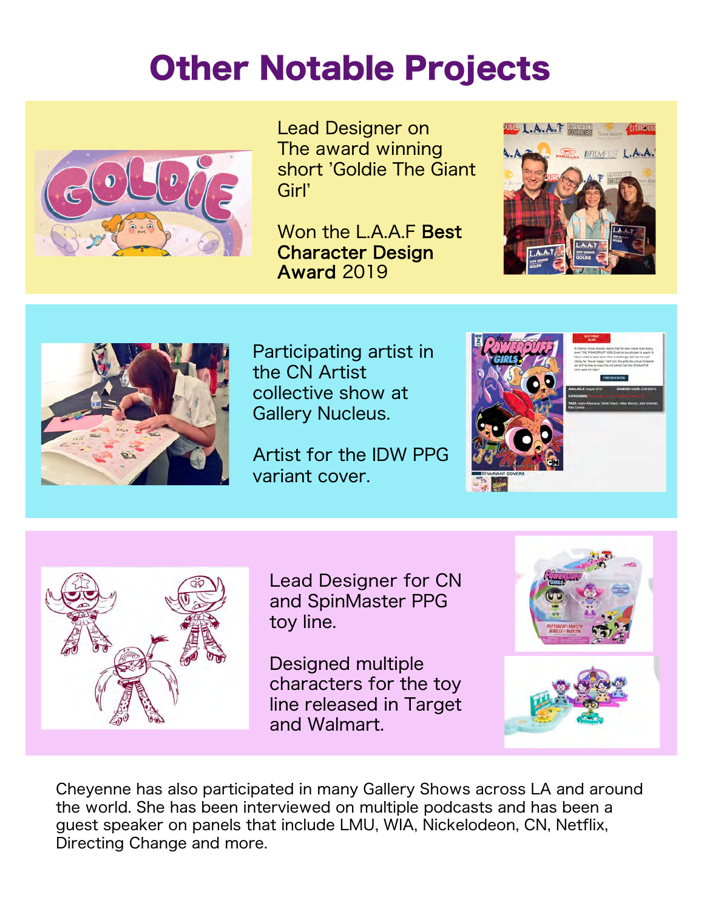# Other Notable Projects

Lead Designer on The award winning short 'Goldie The Giant Girl'

Won the L.A.A.F **Best Character Design Award** 2019

Participating artist in the CN Artist collective show at Gallery Nucleus.

Artist for the IDW PPG variant cover.

Lead Designer for CN and SpinMaster PPG toy line.

Designed multiple characters for the toy line released in Target and Walmart.

Cheyenne has also participated in many Gallery Shows across LA and around the world. She has been interviewed on multiple podcasts and has been a guest speaker on panels that include LMU, WIA, Nickelodeon, CN, Netflix, Directing Change and more.